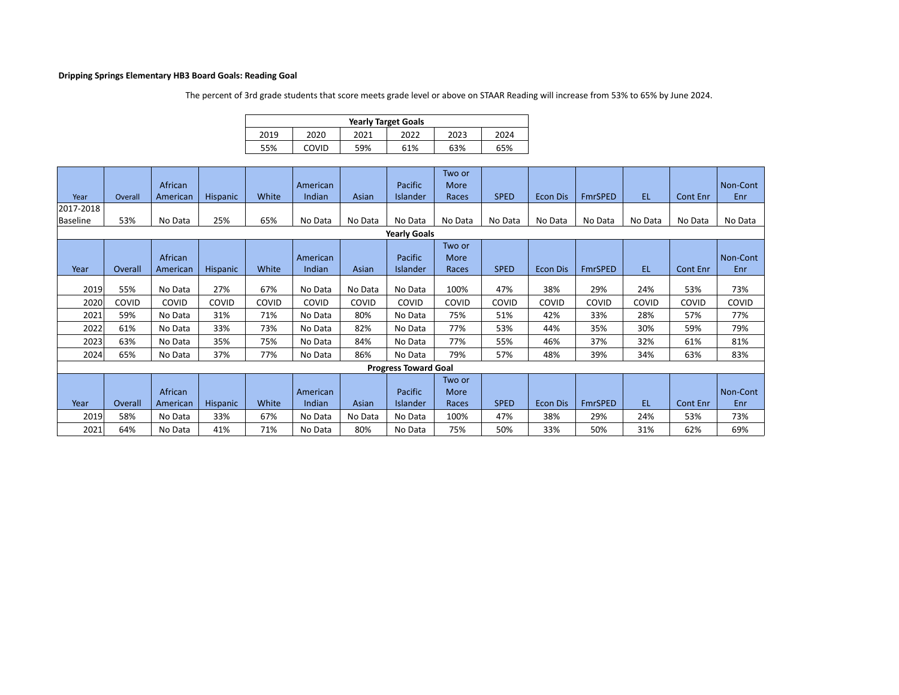**Dripping Springs Elementary HB3 Board Goals: Reading Goal**

The percent of 3rd grade students that score meets grade level or above on STAAR Reading will increase from 53% to 65% by June 2024.

| Yearly Target Goals | | | | | |
|---|---|---|---|---|---|
| 2019 | 2020 | 2021 | 2022 | 2023 | 2024 |
| 55% | COVID | 59% | 61% | 63% | 65% |

| Year | Overall | African American | Hispanic | White | American Indian | Asian | Pacific Islander | Two or More Races | SPED | Econ Dis | FmrSPED | EL | Cont Enr | Non-Cont Enr |
|---|---|---|---|---|---|---|---|---|---|---|---|---|---|---|
| 2017-2018 Baseline | 53% | No Data | 25% | 65% | No Data | No Data | No Data | No Data | No Data | No Data | No Data | No Data | No Data | No Data |

**Yearly Goals**

| Year | Overall | African American | Hispanic | White | American Indian | Asian | Pacific Islander | Two or More Races | SPED | Econ Dis | FmrSPED | EL | Cont Enr | Non-Cont Enr |
|---|---|---|---|---|---|---|---|---|---|---|---|---|---|---|
| 2019 | 55% | No Data | 27% | 67% | No Data | No Data | No Data | 100% | 47% | 38% | 29% | 24% | 53% | 73% |
| 2020 | COVID | COVID | COVID | COVID | COVID | COVID | COVID | COVID | COVID | COVID | COVID | COVID | COVID | COVID |
| 2021 | 59% | No Data | 31% | 71% | No Data | 80% | No Data | 75% | 51% | 42% | 33% | 28% | 57% | 77% |
| 2022 | 61% | No Data | 33% | 73% | No Data | 82% | No Data | 77% | 53% | 44% | 35% | 30% | 59% | 79% |
| 2023 | 63% | No Data | 35% | 75% | No Data | 84% | No Data | 77% | 55% | 46% | 37% | 32% | 61% | 81% |
| 2024 | 65% | No Data | 37% | 77% | No Data | 86% | No Data | 79% | 57% | 48% | 39% | 34% | 63% | 83% |

**Progress Toward Goal**

| Year | Overall | African American | Hispanic | White | American Indian | Asian | Pacific Islander | Two or More Races | SPED | Econ Dis | FmrSPED | EL | Cont Enr | Non-Cont Enr |
|---|---|---|---|---|---|---|---|---|---|---|---|---|---|---|
| 2019 | 58% | No Data | 33% | 67% | No Data | No Data | No Data | 100% | 47% | 38% | 29% | 24% | 53% | 73% |
| 2021 | 64% | No Data | 41% | 71% | No Data | 80% | No Data | 75% | 50% | 33% | 50% | 31% | 62% | 69% |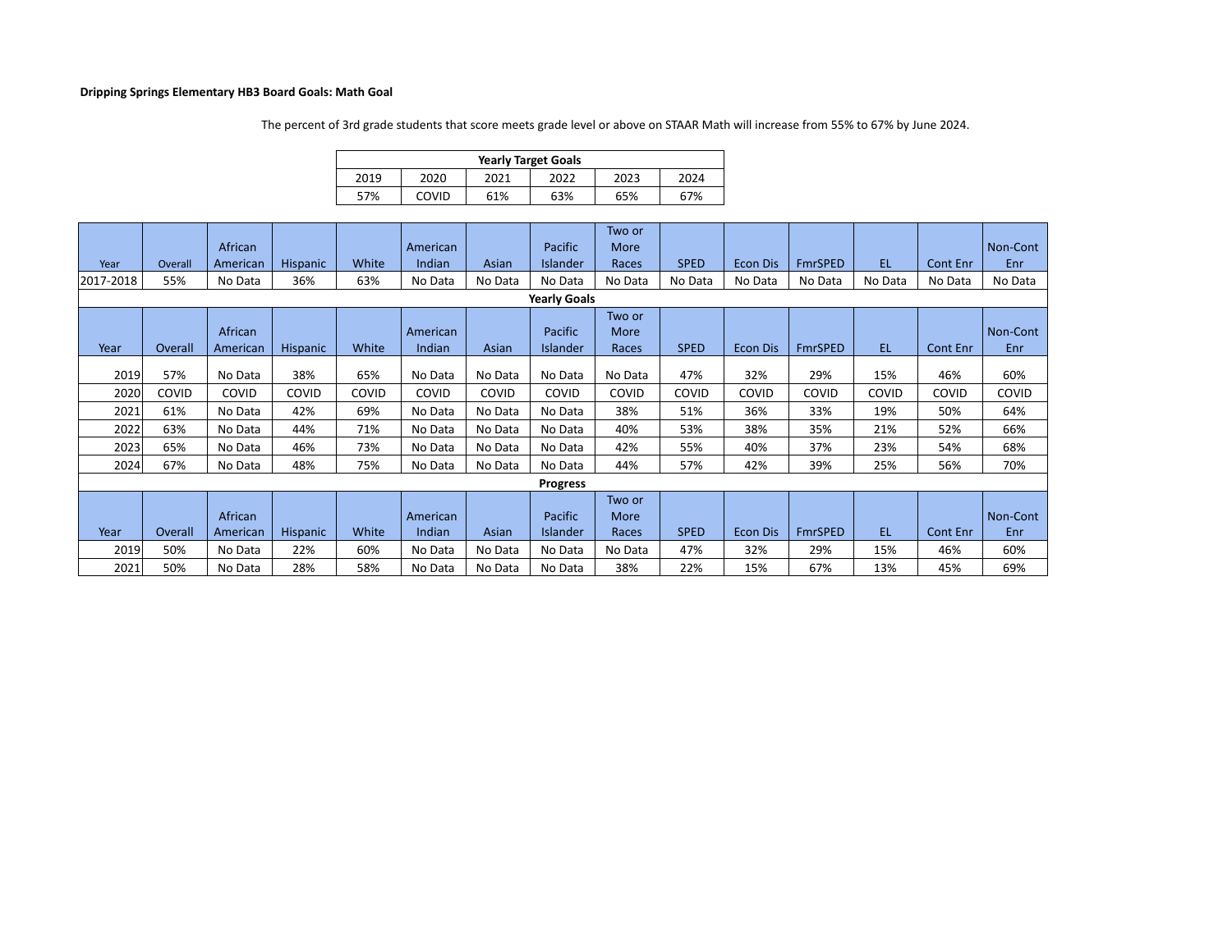**Dripping Springs Elementary HB3 Board Goals: Math Goal**

The percent of 3rd grade students that score meets grade level or above on STAAR Math will increase from 55% to 67% by June 2024.

| Yearly Target Goals | | | | | |
|---|---|---|---|---|---|
| 2019 | 2020 | 2021 | 2022 | 2023 | 2024 |
| 57% | COVID | 61% | 63% | 65% | 67% |

| Year | Overall | African American | Hispanic | White | American Indian | Asian | Pacific Islander | Two or More Races | SPED | Econ Dis | FmrSPED | EL | Cont Enr | Non-Cont Enr |
|---|---|---|---|---|---|---|---|---|---|---|---|---|---|---|
| 2017-2018 | 55% | No Data | 36% | 63% | No Data | No Data | No Data | No Data | No Data | No Data | No Data | No Data | No Data | No Data |
| **Yearly Goals** | | | | | | | | | | | | | | |
| Year | Overall | African American | Hispanic | White | American Indian | Asian | Pacific Islander | Two or More Races | SPED | Econ Dis | FmrSPED | EL | Cont Enr | Non-Cont Enr |
| 2019 | 57% | No Data | 38% | 65% | No Data | No Data | No Data | No Data | 47% | 32% | 29% | 15% | 46% | 60% |
| 2020 | COVID | COVID | COVID | COVID | COVID | COVID | COVID | COVID | COVID | COVID | COVID | COVID | COVID | COVID |
| 2021 | 61% | No Data | 42% | 69% | No Data | No Data | No Data | 38% | 51% | 36% | 33% | 19% | 50% | 64% |
| 2022 | 63% | No Data | 44% | 71% | No Data | No Data | No Data | 40% | 53% | 38% | 35% | 21% | 52% | 66% |
| 2023 | 65% | No Data | 46% | 73% | No Data | No Data | No Data | 42% | 55% | 40% | 37% | 23% | 54% | 68% |
| 2024 | 67% | No Data | 48% | 75% | No Data | No Data | No Data | 44% | 57% | 42% | 39% | 25% | 56% | 70% |
| **Progress** | | | | | | | | | | | | | | |
| Year | Overall | African American | Hispanic | White | American Indian | Asian | Pacific Islander | Two or More Races | SPED | Econ Dis | FmrSPED | EL | Cont Enr | Non-Cont Enr |
| 2019 | 50% | No Data | 22% | 60% | No Data | No Data | No Data | No Data | 47% | 32% | 29% | 15% | 46% | 60% |
| 2021 | 50% | No Data | 28% | 58% | No Data | No Data | No Data | 38% | 22% | 15% | 67% | 13% | 45% | 69% |